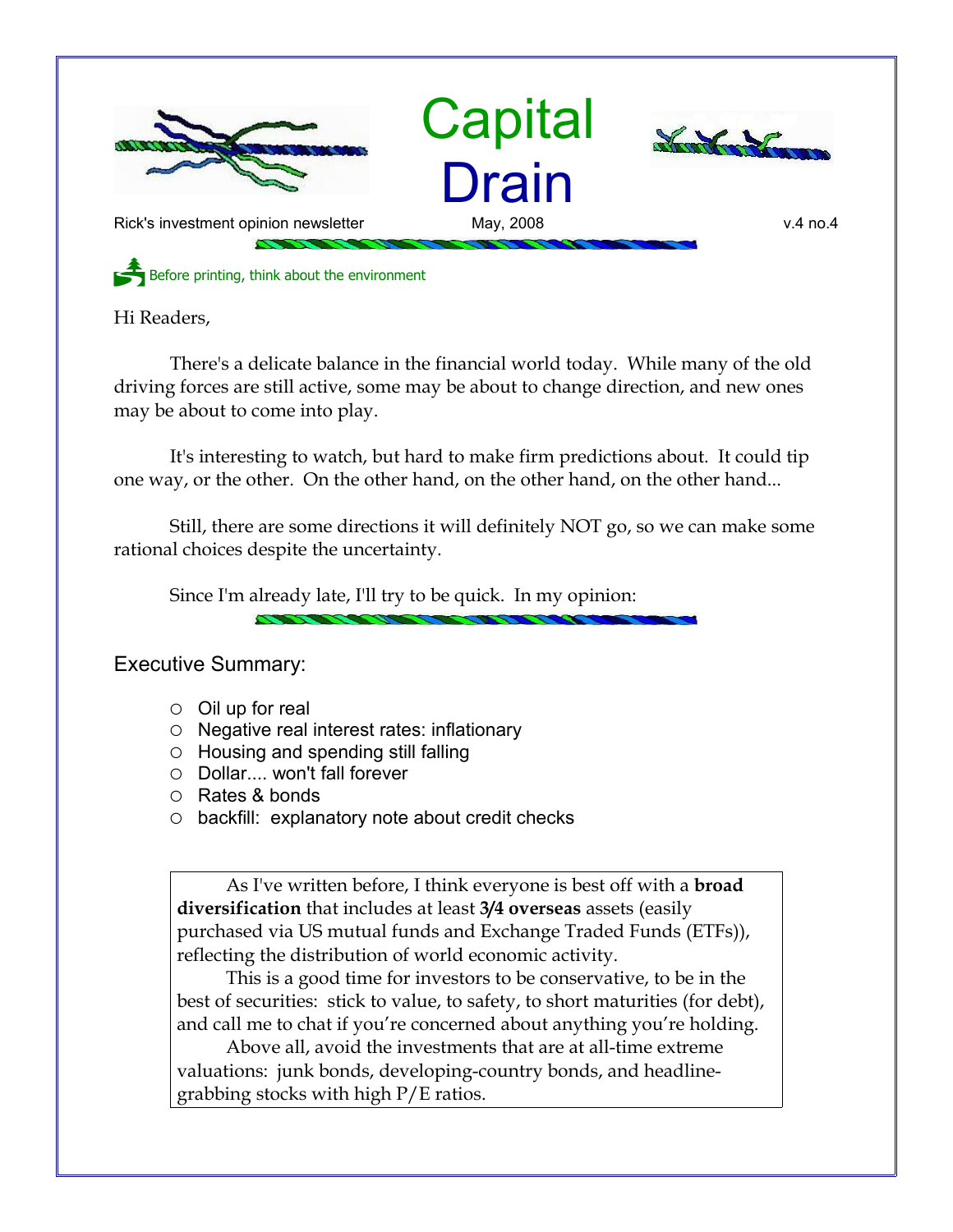# Capital Drain

Rick's investment opinion newsletter — May, 2008 — v.4 no.4

Before printing, think about the environment

Hi Readers,

There's a delicate balance in the financial world today. While many of the old driving forces are still active, some may be about to change direction, and new ones may be about to come into play.

It's interesting to watch, but hard to make firm predictions about. It could tip one way, or the other. On the other hand, on the other hand, on the other hand...

Still, there are some directions it will definitely NOT go, so we can make some rational choices despite the uncertainty.

Since I'm already late, I'll try to be quick. In my opinion:

## Executive Summary:

- Oil up for real
- Negative real interest rates: inflationary
- Housing and spending still falling
- Dollar.... won't fall forever
- Rates & bonds
- backfill: explanatory note about credit checks

> As I've written before, I think everyone is best off with a **broad diversification** that includes at least **3/4 overseas** assets (easily purchased via US mutual funds and Exchange Traded Funds (ETFs)), reflecting the distribution of world economic activity.
>
> This is a good time for investors to be conservative, to be in the best of securities: stick to value, to safety, to short maturities (for debt), and call me to chat if you're concerned about anything you're holding.
>
> Above all, avoid the investments that are at all-time extreme valuations: junk bonds, developing-country bonds, and headline-grabbing stocks with high P/E ratios.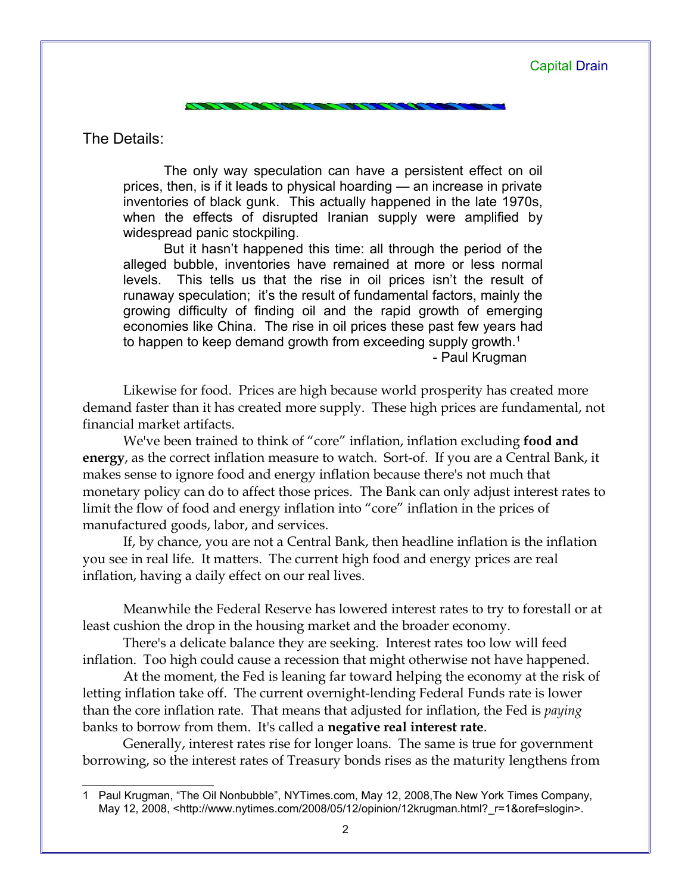## The Details:

> The only way speculation can have a persistent effect on oil prices, then, is if it leads to physical hoarding — an increase in private inventories of black gunk. This actually happened in the late 1970s, when the effects of disrupted Iranian supply were amplified by widespread panic stockpiling.
>
> But it hasn't happened this time: all through the period of the alleged bubble, inventories have remained at more or less normal levels. This tells us that the rise in oil prices isn't the result of runaway speculation; it's the result of fundamental factors, mainly the growing difficulty of finding oil and the rapid growth of emerging economies like China. The rise in oil prices these past few years had to happen to keep demand growth from exceeding supply growth.[1]
>
> \- Paul Krugman

Likewise for food. Prices are high because world prosperity has created more demand faster than it has created more supply. These high prices are fundamental, not financial market artifacts.

We've been trained to think of "core" inflation, inflation excluding **food and energy**, as the correct inflation measure to watch. Sort-of. If you are a Central Bank, it makes sense to ignore food and energy inflation because there's not much that monetary policy can do to affect those prices. The Bank can only adjust interest rates to limit the flow of food and energy inflation into "core" inflation in the prices of manufactured goods, labor, and services.

If, by chance, you are not a Central Bank, then headline inflation is the inflation you see in real life. It matters. The current high food and energy prices are real inflation, having a daily effect on our real lives.

Meanwhile the Federal Reserve has lowered interest rates to try to forestall or at least cushion the drop in the housing market and the broader economy.

There's a delicate balance they are seeking. Interest rates too low will feed inflation. Too high could cause a recession that might otherwise not have happened.

At the moment, the Fed is leaning far toward helping the economy at the risk of letting inflation take off. The current overnight-lending Federal Funds rate is lower than the core inflation rate. That means that adjusted for inflation, the Fed is *paying* banks to borrow from them. It's called a **negative real interest rate**.

Generally, interest rates rise for longer loans. The same is true for government borrowing, so the interest rates of Treasury bonds rises as the maturity lengthens from

---

1 Paul Krugman, "The Oil Nonbubble", NYTimes.com, May 12, 2008,The New York Times Company, May 12, 2008, <http://www.nytimes.com/2008/05/12/opinion/12krugman.html?_r=1&oref=slogin>.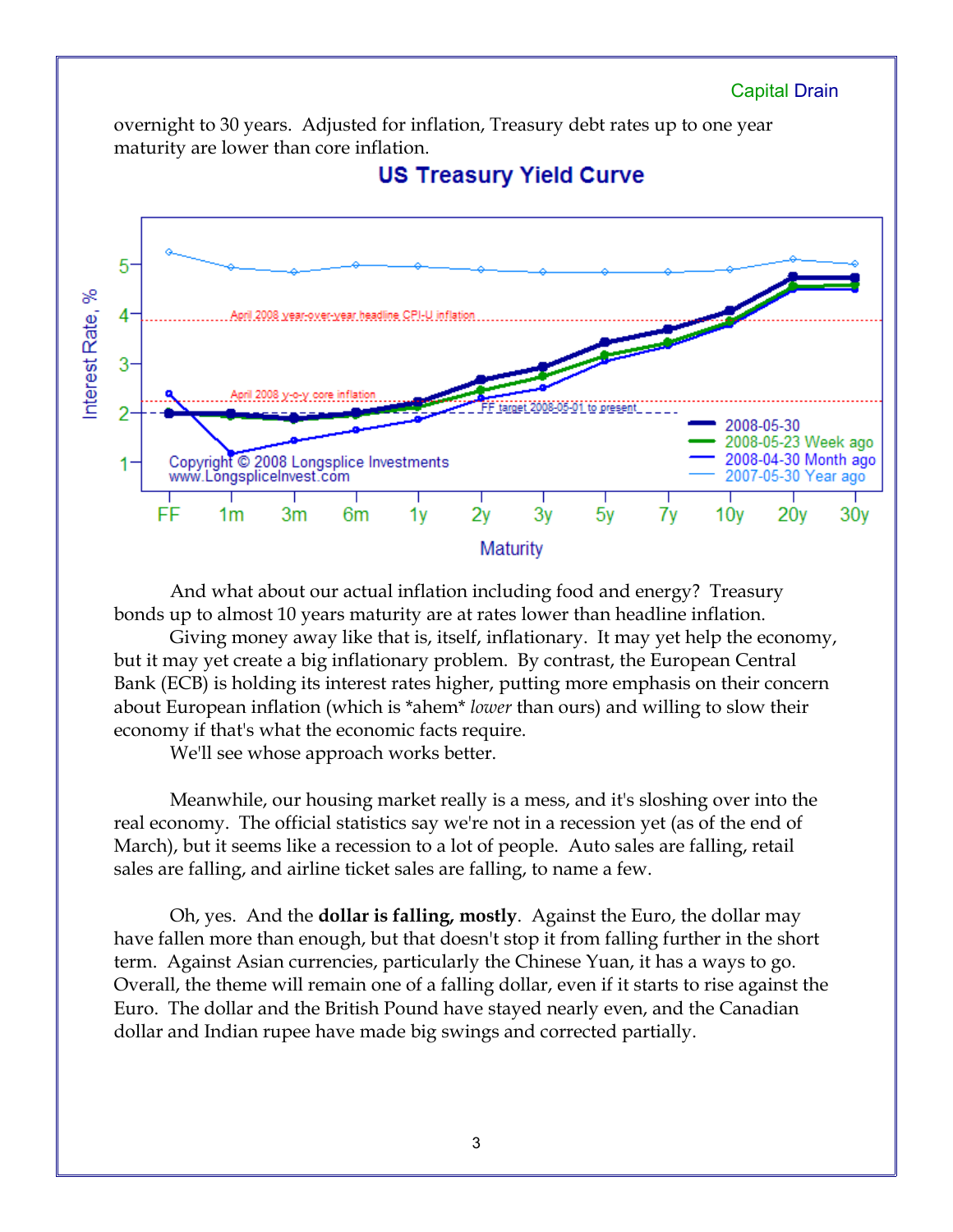overnight to 30 years. Adjusted for inflation, Treasury debt rates up to one year maturity are lower than core inflation.

And what about our actual inflation including food and energy? Treasury bonds up to almost 10 years maturity are at rates lower than headline inflation.

Giving money away like that is, itself, inflationary. It may yet help the economy, but it may yet create a big inflationary problem. By contrast, the European Central Bank (ECB) is holding its interest rates higher, putting more emphasis on their concern about European inflation (which is *ahem* *lower* than ours) and willing to slow their economy if that's what the economic facts require.

We'll see whose approach works better.

Meanwhile, our housing market really is a mess, and it's sloshing over into the real economy. The official statistics say we're not in a recession yet (as of the end of March), but it seems like a recession to a lot of people. Auto sales are falling, retail sales are falling, and airline ticket sales are falling, to name a few.

Oh, yes. And the **dollar is falling, mostly**. Against the Euro, the dollar may have fallen more than enough, but that doesn't stop it from falling further in the short term. Against Asian currencies, particularly the Chinese Yuan, it has a ways to go. Overall, the theme will remain one of a falling dollar, even if it starts to rise against the Euro. The dollar and the British Pound have stayed nearly even, and the Canadian dollar and Indian rupee have made big swings and corrected partially.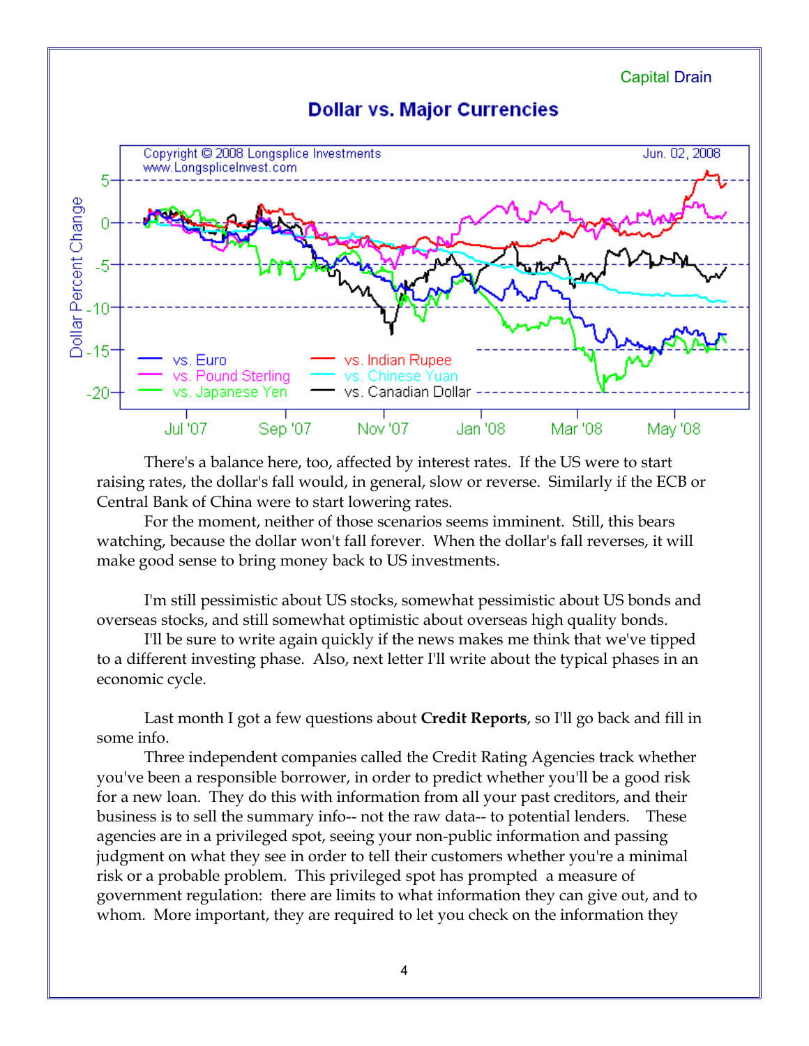Capital Drain

There's a balance here, too, affected by interest rates. If the US were to start raising rates, the dollar's fall would, in general, slow or reverse. Similarly if the ECB or Central Bank of China were to start lowering rates.

For the moment, neither of those scenarios seems imminent. Still, this bears watching, because the dollar won't fall forever. When the dollar's fall reverses, it will make good sense to bring money back to US investments.

I'm still pessimistic about US stocks, somewhat pessimistic about US bonds and overseas stocks, and still somewhat optimistic about overseas high quality bonds.

I'll be sure to write again quickly if the news makes me think that we've tipped to a different investing phase. Also, next letter I'll write about the typical phases in an economic cycle.

Last month I got a few questions about **Credit Reports**, so I'll go back and fill in some info.

Three independent companies called the Credit Rating Agencies track whether you've been a responsible borrower, in order to predict whether you'll be a good risk for a new loan. They do this with information from all your past creditors, and their business is to sell the summary info-- not the raw data-- to potential lenders. These agencies are in a privileged spot, seeing your non-public information and passing judgment on what they see in order to tell their customers whether you're a minimal risk or a probable problem. This privileged spot has prompted a measure of government regulation: there are limits to what information they can give out, and to whom. More important, they are required to let you check on the information they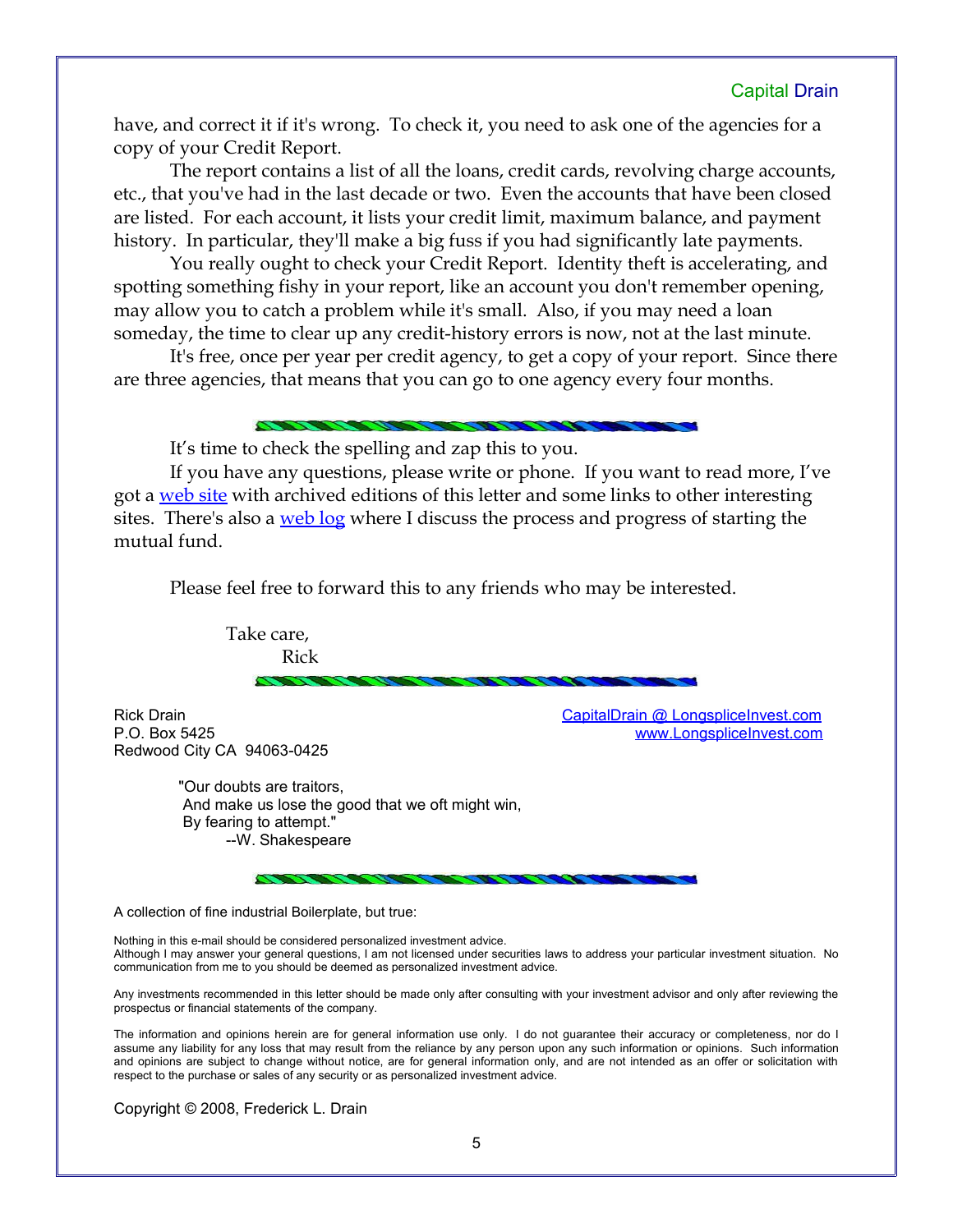have, and correct it if it's wrong. To check it, you need to ask one of the agencies for a copy of your Credit Report.

The report contains a list of all the loans, credit cards, revolving charge accounts, etc., that you've had in the last decade or two. Even the accounts that have been closed are listed. For each account, it lists your credit limit, maximum balance, and payment history. In particular, they'll make a big fuss if you had significantly late payments.

You really ought to check your Credit Report. Identity theft is accelerating, and spotting something fishy in your report, like an account you don't remember opening, may allow you to catch a problem while it's small. Also, if you may need a loan someday, the time to clear up any credit-history errors is now, not at the last minute.

It's free, once per year per credit agency, to get a copy of your report. Since there are three agencies, that means that you can go to one agency every four months.

---

It's time to check the spelling and zap this to you.

If you have any questions, please write or phone. If you want to read more, I've got a web site with archived editions of this letter and some links to other interesting sites. There's also a web log where I discuss the process and progress of starting the mutual fund.

Please feel free to forward this to any friends who may be interested.

Take care,
Rick

---

Rick Drain
P.O. Box 5425
Redwood City CA 94063-0425

CapitalDrain @ LongspliceInvest.com
www.LongspliceInvest.com

"Our doubts are traitors,
And make us lose the good that we oft might win,
By fearing to attempt."
--W. Shakespeare

---

A collection of fine industrial Boilerplate, but true:

Nothing in this e-mail should be considered personalized investment advice.
Although I may answer your general questions, I am not licensed under securities laws to address your particular investment situation. No communication from me to you should be deemed as personalized investment advice.

Any investments recommended in this letter should be made only after consulting with your investment advisor and only after reviewing the prospectus or financial statements of the company.

The information and opinions herein are for general information use only. I do not guarantee their accuracy or completeness, nor do I assume any liability for any loss that may result from the reliance by any person upon any such information or opinions. Such information and opinions are subject to change without notice, are for general information only, and are not intended as an offer or solicitation with respect to the purchase or sales of any security or as personalized investment advice.

Copyright © 2008, Frederick L. Drain